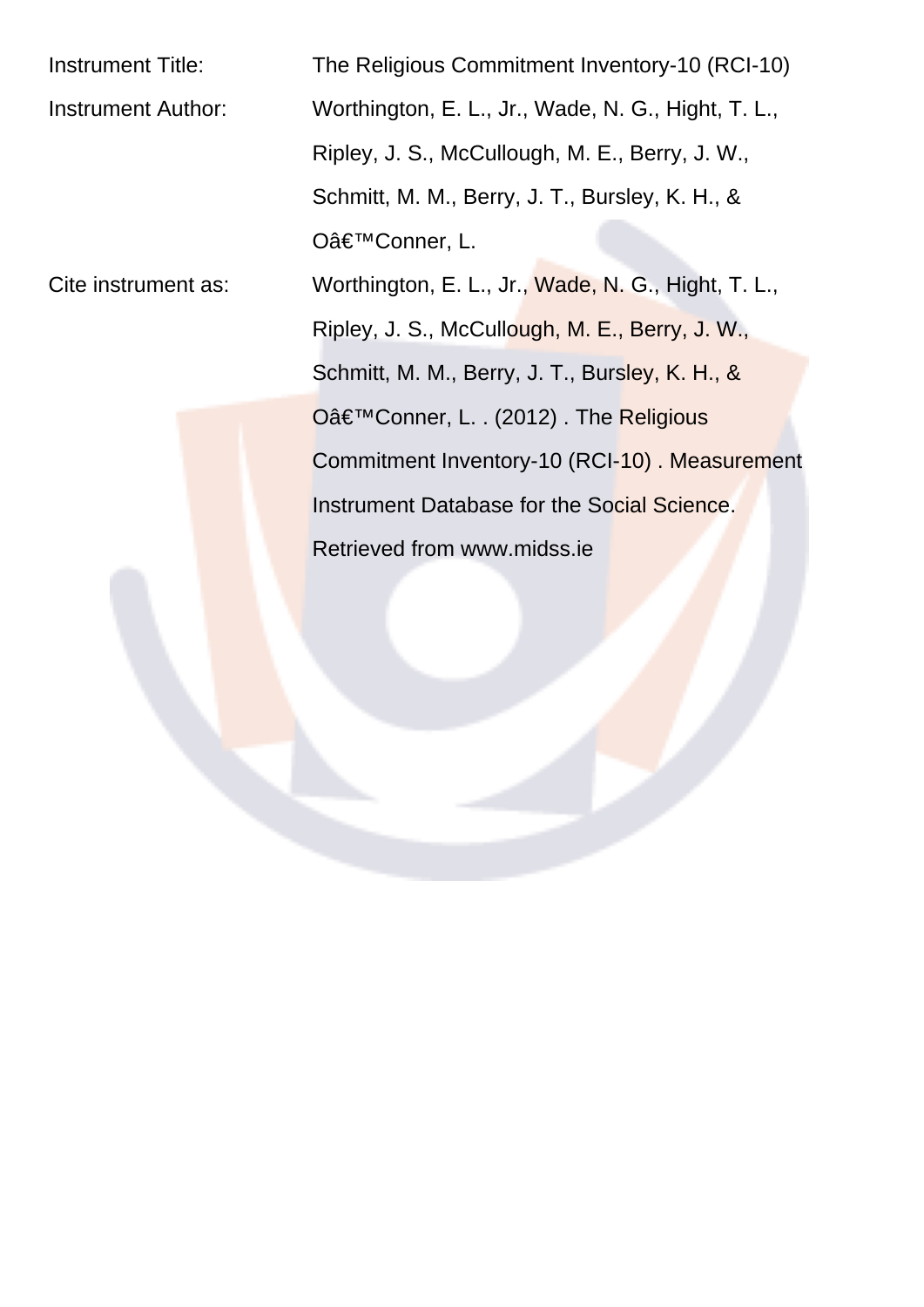| | |
|---|---|
| Instrument Title: | The Religious Commitment Inventory-10 (RCI-10) |
| Instrument Author: | Worthington, E. L., Jr., Wade, N. G., Hight, T. L., Ripley, J. S., McCullough, M. E., Berry, J. W., Schmitt, M. M., Berry, J. T., Bursley, K. H., & Oâ€™Conner, L. |
| Cite instrument as: | Worthington, E. L., Jr., Wade, N. G., Hight, T. L., Ripley, J. S., McCullough, M. E., Berry, J. W., Schmitt, M. M., Berry, J. T., Bursley, K. H., & Oâ€™Conner, L. . (2012) . The Religious Commitment Inventory-10 (RCI-10) . Measurement Instrument Database for the Social Science. Retrieved from www.midss.ie |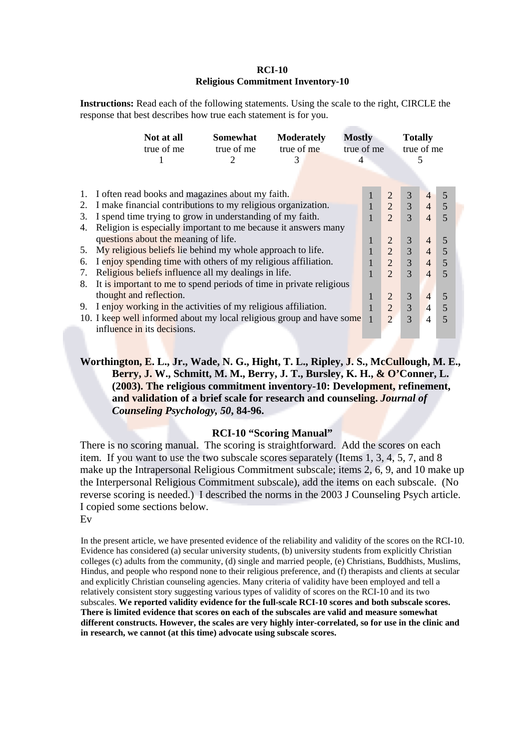**RCI-10**
**Religious Commitment Inventory-10**

**Instructions:** Read each of the following statements. Using the scale to the right, CIRCLE the response that best describes how true each statement is for you.

| **Not at all** true of me | **Somewhat** true of me | **Moderately** true of me | **Mostly** true of me | **Totally** true of me |
|---|---|---|---|---|
| 1 | 2 | 3 | 4 | 5 |

| | | | | | |
|---|---|---|---|---|---|
| 1. I often read books and magazines about my faith. | 1 | 2 | 3 | 4 | 5 |
| 2. I make financial contributions to my religious organization. | 1 | 2 | 3 | 4 | 5 |
| 3. I spend time trying to grow in understanding of my faith. | 1 | 2 | 3 | 4 | 5 |
| 4. Religion is especially important to me because it answers many questions about the meaning of life. | 1 | 2 | 3 | 4 | 5 |
| 5. My religious beliefs lie behind my whole approach to life. | 1 | 2 | 3 | 4 | 5 |
| 6. I enjoy spending time with others of my religious affiliation. | 1 | 2 | 3 | 4 | 5 |
| 7. Religious beliefs influence all my dealings in life. | 1 | 2 | 3 | 4 | 5 |
| 8. It is important to me to spend periods of time in private religious thought and reflection. | 1 | 2 | 3 | 4 | 5 |
| 9. I enjoy working in the activities of my religious affiliation. | 1 | 2 | 3 | 4 | 5 |
| 10. I keep well informed about my local religious group and have some influence in its decisions. | 1 | 2 | 3 | 4 | 5 |

**Worthington, E. L., Jr., Wade, N. G., Hight, T. L., Ripley, J. S., McCullough, M. E., Berry, J. W., Schmitt, M. M., Berry, J. T., Bursley, K. H., & O'Conner, L. (2003). The religious commitment inventory-10: Development, refinement, and validation of a brief scale for research and counseling.** ***Journal of Counseling Psychology, 50*****, 84-96.**

### RCI-10 "Scoring Manual"

There is no scoring manual. The scoring is straightforward. Add the scores on each item. If you want to use the two subscale scores separately (Items 1, 3, 4, 5, 7, and 8 make up the Intrapersonal Religious Commitment subscale; items 2, 6, 9, and 10 make up the Interpersonal Religious Commitment subscale), add the items on each subscale. (No reverse scoring is needed.) I described the norms in the 2003 J Counseling Psych article. I copied some sections below.

Ev

In the present article, we have presented evidence of the reliability and validity of the scores on the RCI-10. Evidence has considered (a) secular university students, (b) university students from explicitly Christian colleges (c) adults from the community, (d) single and married people, (e) Christians, Buddhists, Muslims, Hindus, and people who respond none to their religious preference, and (f) therapists and clients at secular and explicitly Christian counseling agencies. Many criteria of validity have been employed and tell a relatively consistent story suggesting various types of validity of scores on the RCI-10 and its two subscales. **We reported validity evidence for the full-scale RCI-10 scores and both subscale scores. There is limited evidence that scores on each of the subscales are valid and measure somewhat different constructs. However, the scales are very highly inter-correlated, so for use in the clinic and in research, we cannot (at this time) advocate using subscale scores.**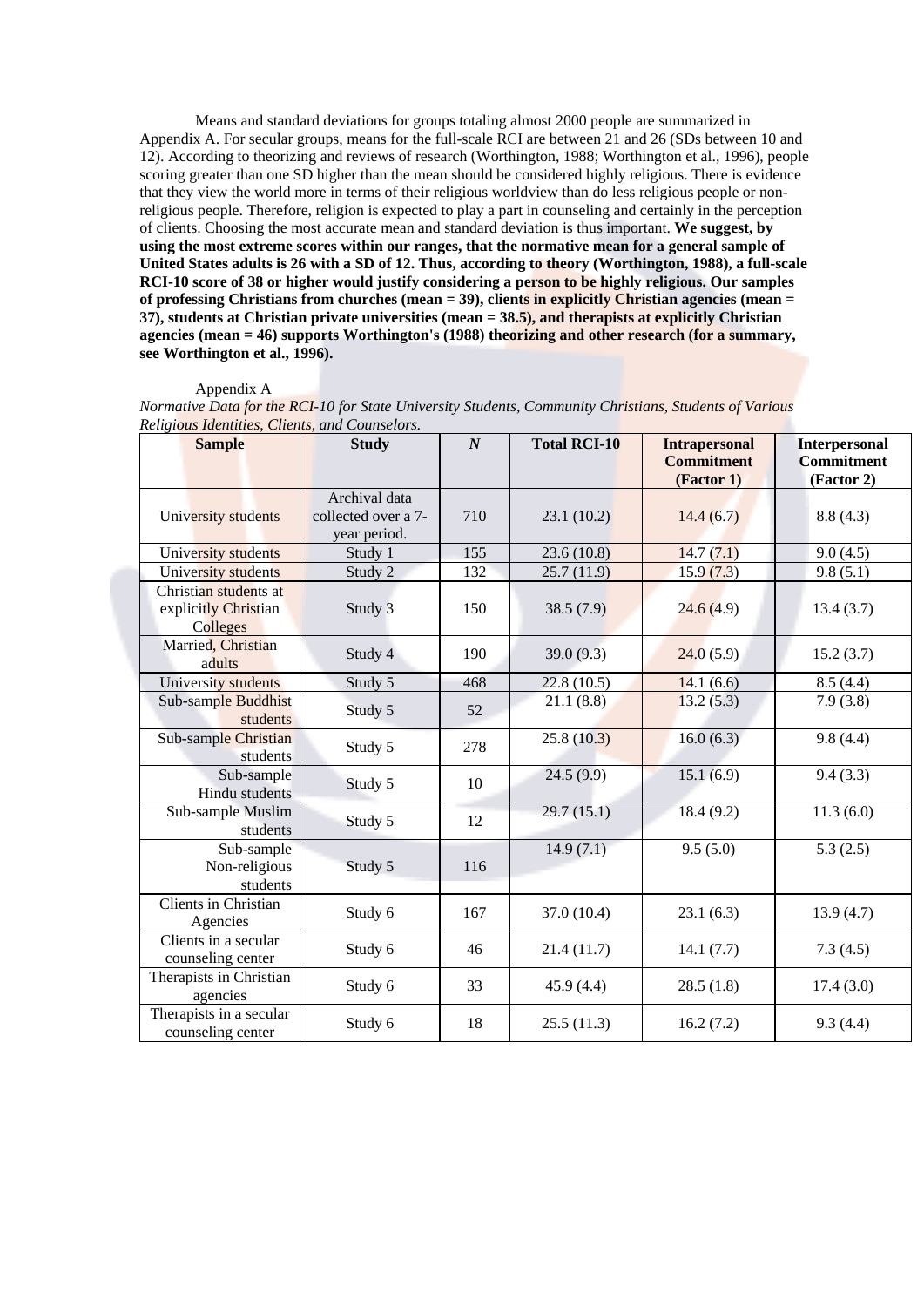Means and standard deviations for groups totaling almost 2000 people are summarized in Appendix A. For secular groups, means for the full-scale RCI are between 21 and 26 (SDs between 10 and 12). According to theorizing and reviews of research (Worthington, 1988; Worthington et al., 1996), people scoring greater than one SD higher than the mean should be considered highly religious. There is evidence that they view the world more in terms of their religious worldview than do less religious people or non-religious people. Therefore, religion is expected to play a part in counseling and certainly in the perception of clients. Choosing the most accurate mean and standard deviation is thus important. **We suggest, by using the most extreme scores within our ranges, that the normative mean for a general sample of United States adults is 26 with a SD of 12. Thus, according to theory (Worthington, 1988), a full-scale RCI-10 score of 38 or higher would justify considering a person to be highly religious. Our samples of professing Christians from churches (mean = 39), clients in explicitly Christian agencies (mean = 37), students at Christian private universities (mean = 38.5), and therapists at explicitly Christian agencies (mean = 46) supports Worthington's (1988) theorizing and other research (for a summary, see Worthington et al., 1996).**

Appendix A

*Normative Data for the RCI-10 for State University Students, Community Christians, Students of Various Religious Identities, Clients, and Counselors.*

| Sample | Study | *N* | Total RCI-10 | Intrapersonal Commitment (Factor 1) | Interpersonal Commitment (Factor 2) |
|---|---|---|---|---|---|
| University students | Archival data collected over a 7-year period. | 710 | 23.1 (10.2) | 14.4 (6.7) | 8.8 (4.3) |
| University students | Study 1 | 155 | 23.6 (10.8) | 14.7 (7.1) | 9.0 (4.5) |
| University students | Study 2 | 132 | 25.7 (11.9) | 15.9 (7.3) | 9.8 (5.1) |
| Christian students at explicitly Christian Colleges | Study 3 | 150 | 38.5 (7.9) | 24.6 (4.9) | 13.4 (3.7) |
| Married, Christian adults | Study 4 | 190 | 39.0 (9.3) | 24.0 (5.9) | 15.2 (3.7) |
| University students | Study 5 | 468 | 22.8 (10.5) | 14.1 (6.6) | 8.5 (4.4) |
| Sub-sample Buddhist students | Study 5 | 52 | 21.1 (8.8) | 13.2 (5.3) | 7.9 (3.8) |
| Sub-sample Christian students | Study 5 | 278 | 25.8 (10.3) | 16.0 (6.3) | 9.8 (4.4) |
| Sub-sample Hindu students | Study 5 | 10 | 24.5 (9.9) | 15.1 (6.9) | 9.4 (3.3) |
| Sub-sample Muslim students | Study 5 | 12 | 29.7 (15.1) | 18.4 (9.2) | 11.3 (6.0) |
| Sub-sample Non-religious students | Study 5 | 116 | 14.9 (7.1) | 9.5 (5.0) | 5.3 (2.5) |
| Clients in Christian Agencies | Study 6 | 167 | 37.0 (10.4) | 23.1 (6.3) | 13.9 (4.7) |
| Clients in a secular counseling center | Study 6 | 46 | 21.4 (11.7) | 14.1 (7.7) | 7.3 (4.5) |
| Therapists in Christian agencies | Study 6 | 33 | 45.9 (4.4) | 28.5 (1.8) | 17.4 (3.0) |
| Therapists in a secular counseling center | Study 6 | 18 | 25.5 (11.3) | 16.2 (7.2) | 9.3 (4.4) |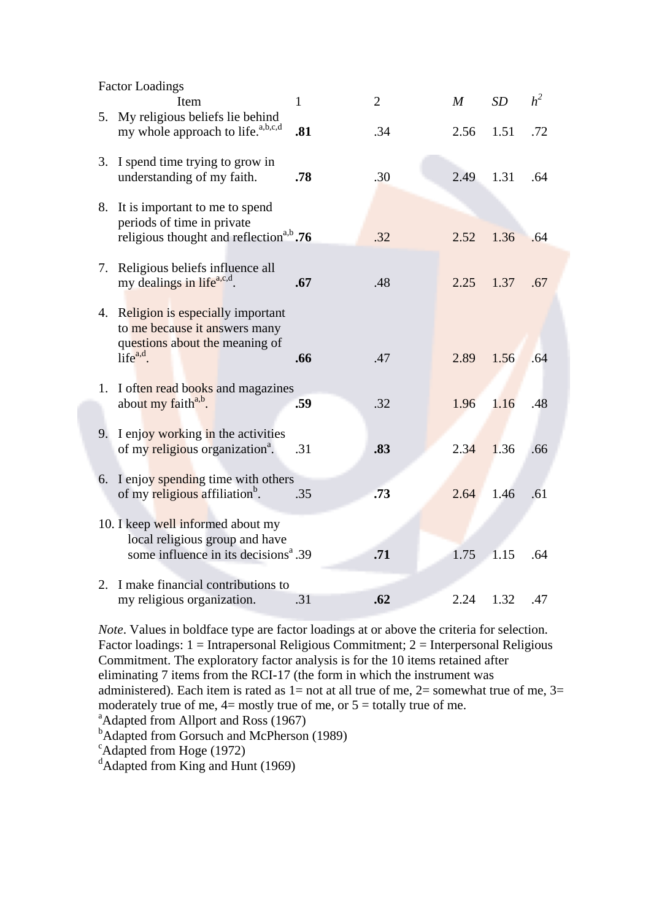Factor Loadings

| Item | 1 | 2 | *M* | *SD* | $h^2$ |
|---|---|---|---|---|---|
| 5. My religious beliefs lie behind my whole approach to life.[a,b,c,d] | **.81** | .34 | 2.56 | 1.51 | .72 |
| 3. I spend time trying to grow in understanding of my faith. | **.78** | .30 | 2.49 | 1.31 | .64 |
| 8. It is important to me to spend periods of time in private religious thought and reflection[a,b] | **.76** | .32 | 2.52 | 1.36 | .64 |
| 7. Religious beliefs influence all my dealings in life[a,c,d]. | **.67** | .48 | 2.25 | 1.37 | .67 |
| 4. Religion is especially important to me because it answers many questions about the meaning of life[a,d]. | **.66** | .47 | 2.89 | 1.56 | .64 |
| 1. I often read books and magazines about my faith[a,b]. | **.59** | .32 | 1.96 | 1.16 | .48 |
| 9. I enjoy working in the activities of my religious organization[a]. | .31 | **.83** | 2.34 | 1.36 | .66 |
| 6. I enjoy spending time with others of my religious affiliation[b]. | .35 | **.73** | 2.64 | 1.46 | .61 |
| 10. I keep well informed about my local religious group and have some influence in its decisions[a] | .39 | **.71** | 1.75 | 1.15 | .64 |
| 2. I make financial contributions to my religious organization. | .31 | **.62** | 2.24 | 1.32 | .47 |

*Note*. Values in boldface type are factor loadings at or above the criteria for selection. Factor loadings: 1 = Intrapersonal Religious Commitment; 2 = Interpersonal Religious Commitment. The exploratory factor analysis is for the 10 items retained after eliminating 7 items from the RCI-17 (the form in which the instrument was administered). Each item is rated as 1= not at all true of me, 2= somewhat true of me, 3= moderately true of me, 4= mostly true of me, or 5 = totally true of me.

[a]Adapted from Allport and Ross (1967)

[b]Adapted from Gorsuch and McPherson (1989)

[c]Adapted from Hoge (1972)

[d]Adapted from King and Hunt (1969)